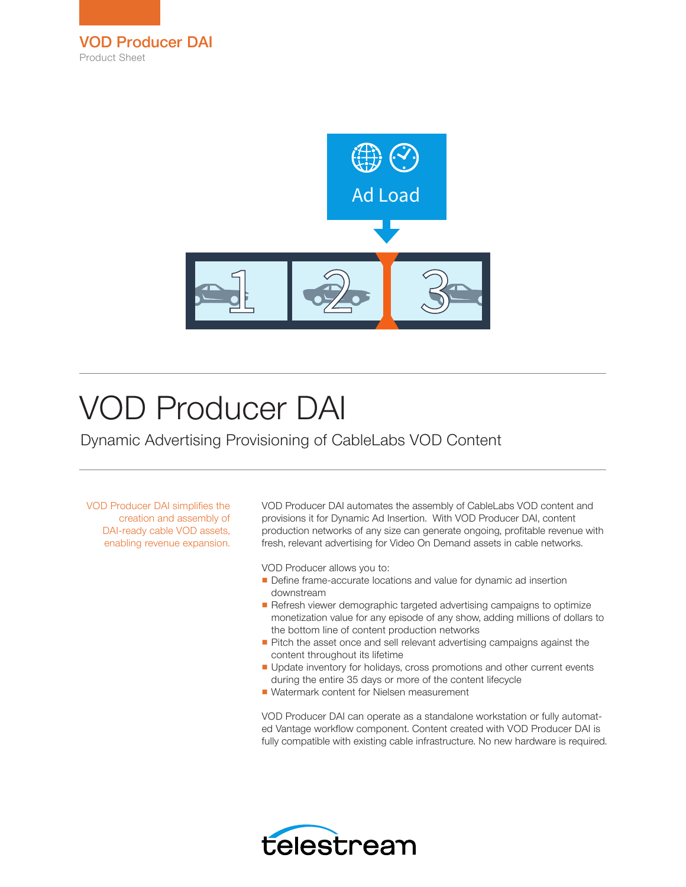VOD Producer DAI

Product Sheet

# VOD Producer DAI

## Dynamic Advertising Provisioning of CableLabs VOD Content

VOD Producer DAI simplifies the creation and assembly of DAI-ready cable VOD assets, enabling revenue expansion.

VOD Producer DAI automates the assembly of CableLabs VOD content and provisions it for Dynamic Ad Insertion. With VOD Producer DAI, content production networks of any size can generate ongoing, profitable revenue with fresh, relevant advertising for Video On Demand assets in cable networks.

VOD Producer allows you to:

- Define frame-accurate locations and value for dynamic ad insertion downstream
- Refresh viewer demographic targeted advertising campaigns to optimize monetization value for any episode of any show, adding millions of dollars to the bottom line of content production networks
- Pitch the asset once and sell relevant advertising campaigns against the content throughout its lifetime
- Update inventory for holidays, cross promotions and other current events during the entire 35 days or more of the content lifecycle
- Watermark content for Nielsen measurement

VOD Producer DAI can operate as a standalone workstation or fully automated Vantage workflow component. Content created with VOD Producer DAI is fully compatible with existing cable infrastructure. No new hardware is required.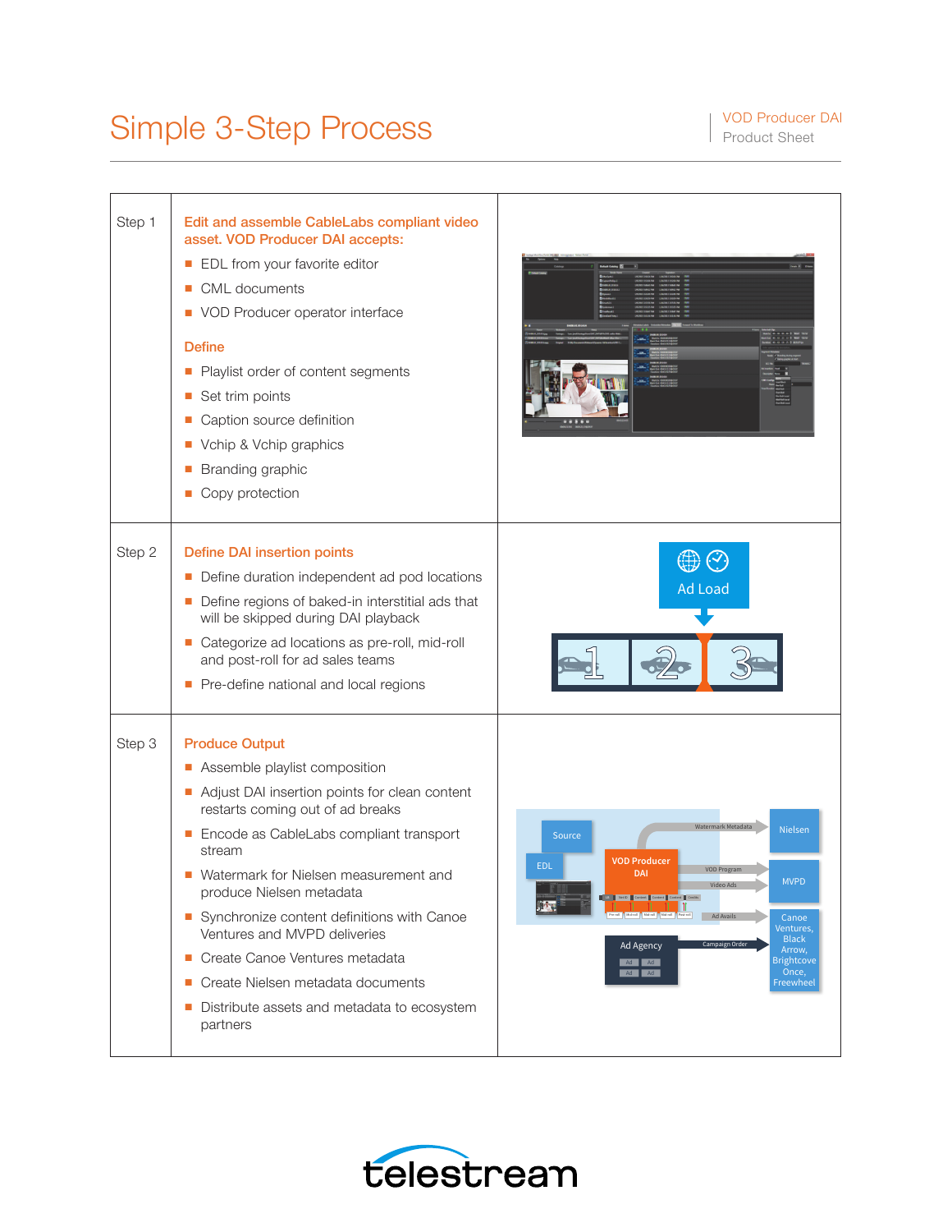# Simple 3-Step Process

| | | |
|---|---|---|
| Step 1 | **Edit and assemble CableLabs compliant video asset. VOD Producer DAI accepts:**<br>- EDL from your favorite editor<br>- CML documents<br>- VOD Producer operator interface<br><br>**Define**<br>- Playlist order of content segments<br>- Set trim points<br>- Caption source definition<br>- Vchip & Vchip graphics<br>- Branding graphic<br>- Copy protection | |
| Step 2 | **Define DAI insertion points**<br>- Define duration independent ad pod locations<br>- Define regions of baked-in interstitial ads that will be skipped during DAI playback<br>- Categorize ad locations as pre-roll, mid-roll and post-roll for ad sales teams<br>- Pre-define national and local regions | |
| Step 3 | **Produce Output**<br>- Assemble playlist composition<br>- Adjust DAI insertion points for clean content restarts coming out of ad breaks<br>- Encode as CableLabs compliant transport stream<br>- Watermark for Nielsen measurement and produce Nielsen metadata<br>- Synchronize content definitions with Canoe Ventures and MVPD deliveries<br>- Create Canoe Ventures metadata<br>- Create Nielsen metadata documents<br>- Distribute assets and metadata to ecosystem partners | |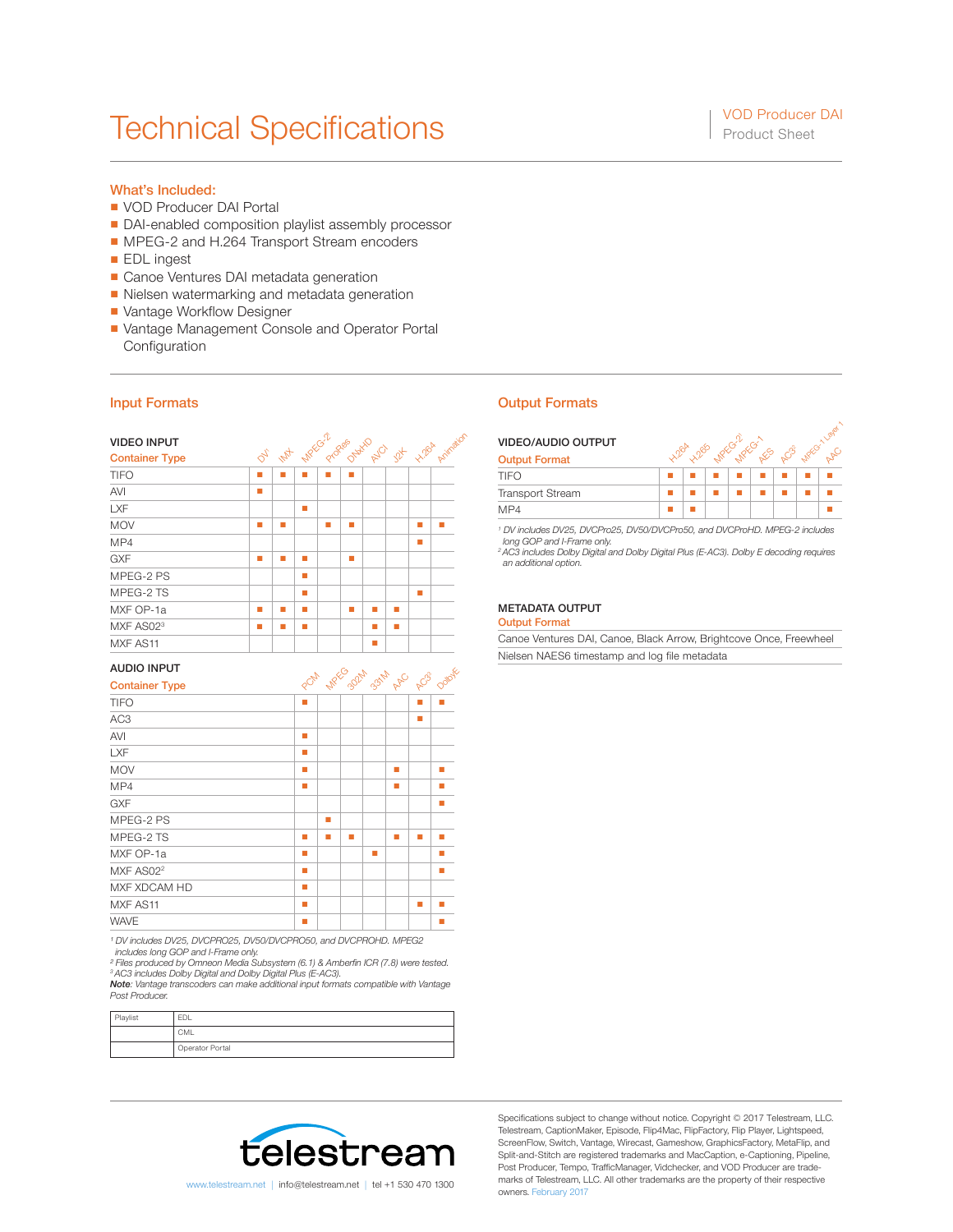# Technical Specifications

VOD Producer DAI
Product Sheet

## What's Included:

- VOD Producer DAI Portal
- DAI-enabled composition playlist assembly processor
- MPEG-2 and H.264 Transport Stream encoders
- EDL ingest
- Canoe Ventures DAI metadata generation
- Nielsen watermarking and metadata generation
- Vantage Workflow Designer
- Vantage Management Console and Operator Portal Configuration

## Input Formats

**VIDEO INPUT**

| Container Type | DV[1] | IMX | MPEG-2[1] | ProRes | DNxHD | AVCI | J2K | H.264 | Animation |
|---|---|---|---|---|---|---|---|---|---|
| TIFO | ■ | ■ | ■ | ■ | ■ | | | | |
| AVI | ■ | | | | | | | | |
| LXF | | | ■ | | | | | | |
| MOV | ■ | ■ | | ■ | ■ | | | ■ | ■ |
| MP4 | | | | | | | | ■ | |
| GXF | ■ | ■ | ■ | | ■ | | | | |
| MPEG-2 PS | | | ■ | | | | | | |
| MPEG-2 TS | | | ■ | | | | | ■ | |
| MXF OP-1a | ■ | ■ | ■ | | ■ | ■ | ■ | | |
| MXF AS02[3] | ■ | ■ | ■ | | | ■ | ■ | | |
| MXF AS11 | | | | | | ■ | | | |

**AUDIO INPUT**

| Container Type | PCM | MPEG | 302M | 331M | AAC | AC3[3] | DolbyE |
|---|---|---|---|---|---|---|---|
| TIFO | ■ | | | | | ■ | ■ |
| AC3 | | | | | | ■ | |
| AVI | ■ | | | | | | |
| LXF | ■ | | | | | | |
| MOV | ■ | | | | ■ | | ■ |
| MP4 | ■ | | | | ■ | | ■ |
| GXF | | | | | | | ■ |
| MPEG-2 PS | | ■ | | | | | |
| MPEG-2 TS | ■ | ■ | ■ | | ■ | ■ | ■ |
| MXF OP-1a | ■ | | | ■ | | | ■ |
| MXF AS02[2] | ■ | | | | | | ■ |
| MXF XDCAM HD | ■ | | | | | | |
| MXF AS11 | ■ | | | | | ■ | ■ |
| WAVE | ■ | | | | | | ■ |

*[1] DV includes DV25, DVCPRO25, DV50/DVCPRO50, and DVCPROHD. MPEG2 includes long GOP and I-Frame only.*
*[2] Files produced by Omneon Media Subsystem (6.1) & Amberfin ICR (7.8) were tested.*
*[3] AC3 includes Dolby Digital and Dolby Digital Plus (E-AC3).*
***Note**: Vantage transcoders can make additional input formats compatible with Vantage Post Producer.*

| | |
|---|---|
| Playlist | EDL |
| | CML |
| | Operator Portal |

## Output Formats

**VIDEO/AUDIO OUTPUT**

| Output Format | H.264 | H.265 | MPEG-2[1] | MPEG-1 | AES | AC3[2] | MPEG-1 Layer 1 | AAC |
|---|---|---|---|---|---|---|---|---|
| TIFO | ■ | ■ | ■ | ■ | ■ | ■ | ■ | ■ |
| Transport Stream | ■ | ■ | ■ | ■ | ■ | ■ | ■ | ■ |
| MP4 | ■ | ■ | | | | | | ■ |

*[1] DV includes DV25, DVCPro25, DV50/DVCPro50, and DVCProHD. MPEG-2 includes long GOP and I-Frame only.*
*[2] AC3 includes Dolby Digital and Dolby Digital Plus (E-AC3). Dolby E decoding requires an additional option.*

**METADATA OUTPUT**

| Output Format |
|---|
| Canoe Ventures DAI, Canoe, Black Arrow, Brightcove Once, Freewheel |
| Nielsen NAES6 timestamp and log file metadata |

telestream

www.telestream.net | info@telestream.net | tel +1 530 470 1300

Specifications subject to change without notice. Copyright © 2017 Telestream, LLC. Telestream, CaptionMaker, Episode, Flip4Mac, FlipFactory, Flip Player, Lightspeed, ScreenFlow, Switch, Vantage, Wirecast, Gameshow, GraphicsFactory, MetaFlip, and Split-and-Stitch are registered trademarks and MacCaption, e-Captioning, Pipeline, Post Producer, Tempo, TrafficManager, Vidchecker, and VOD Producer are trademarks of Telestream, LLC. All other trademarks are the property of their respective owners. February 2017